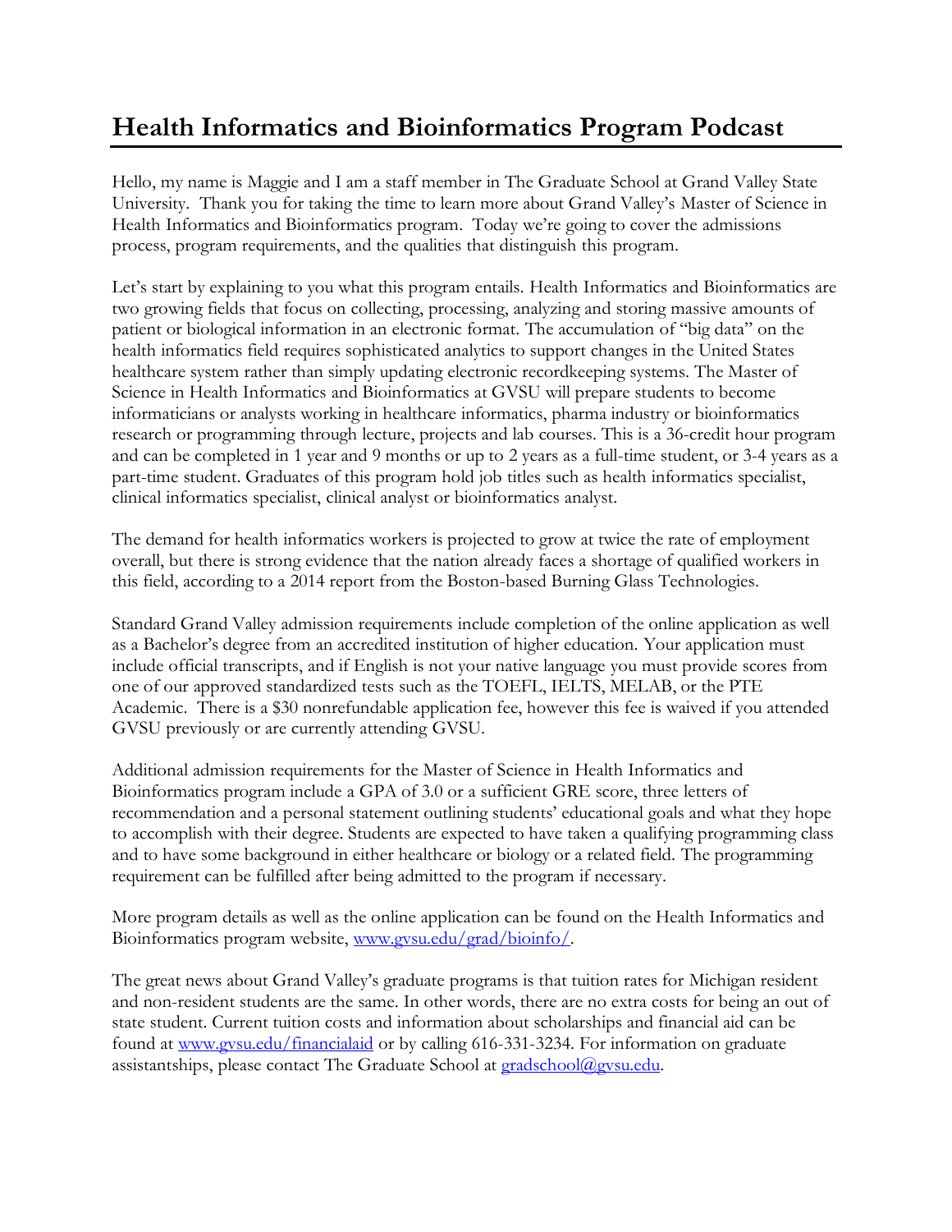# Health Informatics and Bioinformatics Program Podcast

Hello, my name is Maggie and I am a staff member in The Graduate School at Grand Valley State University. Thank you for taking the time to learn more about Grand Valley's Master of Science in Health Informatics and Bioinformatics program. Today we're going to cover the admissions process, program requirements, and the qualities that distinguish this program.

Let's start by explaining to you what this program entails. Health Informatics and Bioinformatics are two growing fields that focus on collecting, processing, analyzing and storing massive amounts of patient or biological information in an electronic format. The accumulation of "big data" on the health informatics field requires sophisticated analytics to support changes in the United States healthcare system rather than simply updating electronic recordkeeping systems. The Master of Science in Health Informatics and Bioinformatics at GVSU will prepare students to become informaticians or analysts working in healthcare informatics, pharma industry or bioinformatics research or programming through lecture, projects and lab courses. This is a 36-credit hour program and can be completed in 1 year and 9 months or up to 2 years as a full-time student, or 3-4 years as a part-time student. Graduates of this program hold job titles such as health informatics specialist, clinical informatics specialist, clinical analyst or bioinformatics analyst.

The demand for health informatics workers is projected to grow at twice the rate of employment overall, but there is strong evidence that the nation already faces a shortage of qualified workers in this field, according to a 2014 report from the Boston-based Burning Glass Technologies.

Standard Grand Valley admission requirements include completion of the online application as well as a Bachelor's degree from an accredited institution of higher education. Your application must include official transcripts, and if English is not your native language you must provide scores from one of our approved standardized tests such as the TOEFL, IELTS, MELAB, or the PTE Academic. There is a $30 nonrefundable application fee, however this fee is waived if you attended GVSU previously or are currently attending GVSU.

Additional admission requirements for the Master of Science in Health Informatics and Bioinformatics program include a GPA of 3.0 or a sufficient GRE score, three letters of recommendation and a personal statement outlining students' educational goals and what they hope to accomplish with their degree. Students are expected to have taken a qualifying programming class and to have some background in either healthcare or biology or a related field. The programming requirement can be fulfilled after being admitted to the program if necessary.

More program details as well as the online application can be found on the Health Informatics and Bioinformatics program website, [www.gvsu.edu/grad/bioinfo/](www.gvsu.edu/grad/bioinfo/).

The great news about Grand Valley's graduate programs is that tuition rates for Michigan resident and non-resident students are the same. In other words, there are no extra costs for being an out of state student. Current tuition costs and information about scholarships and financial aid can be found at [www.gvsu.edu/financialaid](www.gvsu.edu/financialaid) or by calling 616-331-3234. For information on graduate assistantships, please contact The Graduate School at [gradschool@gvsu.edu](mailto:gradschool@gvsu.edu).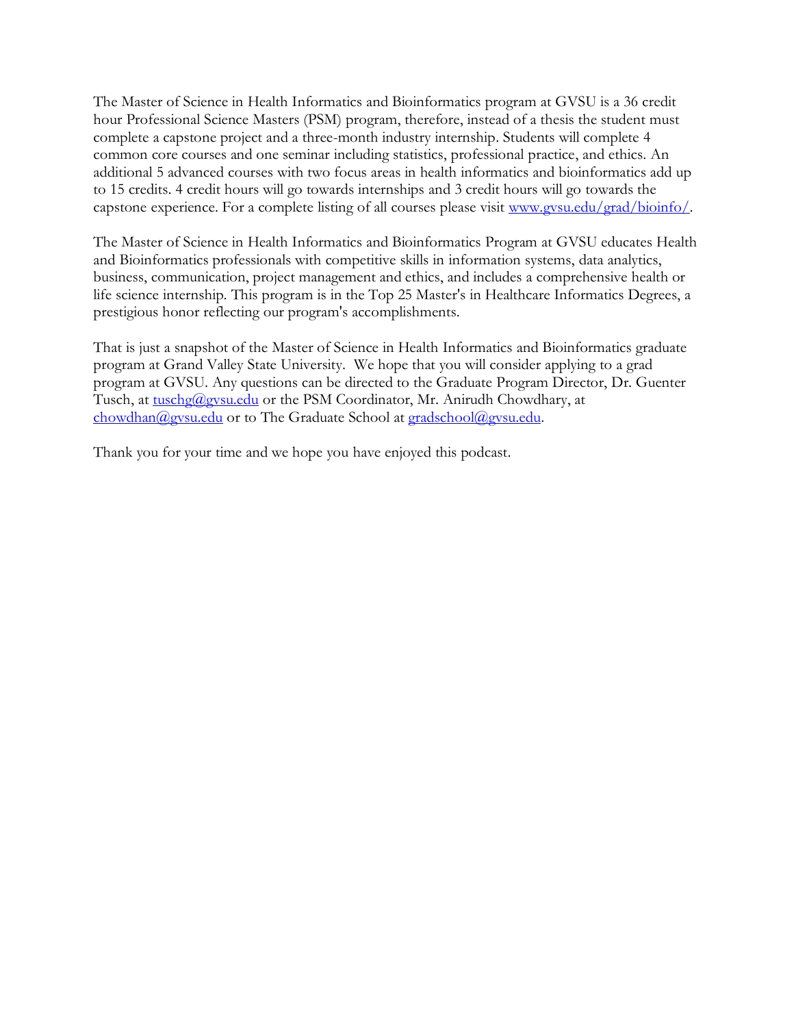The Master of Science in Health Informatics and Bioinformatics program at GVSU is a 36 credit hour Professional Science Masters (PSM) program, therefore, instead of a thesis the student must complete a capstone project and a three-month industry internship. Students will complete 4 common core courses and one seminar including statistics, professional practice, and ethics. An additional 5 advanced courses with two focus areas in health informatics and bioinformatics add up to 15 credits. 4 credit hours will go towards internships and 3 credit hours will go towards the capstone experience. For a complete listing of all courses please visit [www.gvsu.edu/grad/bioinfo/](www.gvsu.edu/grad/bioinfo/).

The Master of Science in Health Informatics and Bioinformatics Program at GVSU educates Health and Bioinformatics professionals with competitive skills in information systems, data analytics, business, communication, project management and ethics, and includes a comprehensive health or life science internship. This program is in the Top 25 Master's in Healthcare Informatics Degrees, a prestigious honor reflecting our program's accomplishments.

That is just a snapshot of the Master of Science in Health Informatics and Bioinformatics graduate program at Grand Valley State University. We hope that you will consider applying to a grad program at GVSU. Any questions can be directed to the Graduate Program Director, Dr. Guenter Tusch, at [tuschg@gvsu.edu](mailto:tuschg@gvsu.edu) or the PSM Coordinator, Mr. Anirudh Chowdhary, at [chowdhan@gvsu.edu](mailto:chowdhan@gvsu.edu) or to The Graduate School at [gradschool@gvsu.edu](mailto:gradschool@gvsu.edu).

Thank you for your time and we hope you have enjoyed this podcast.